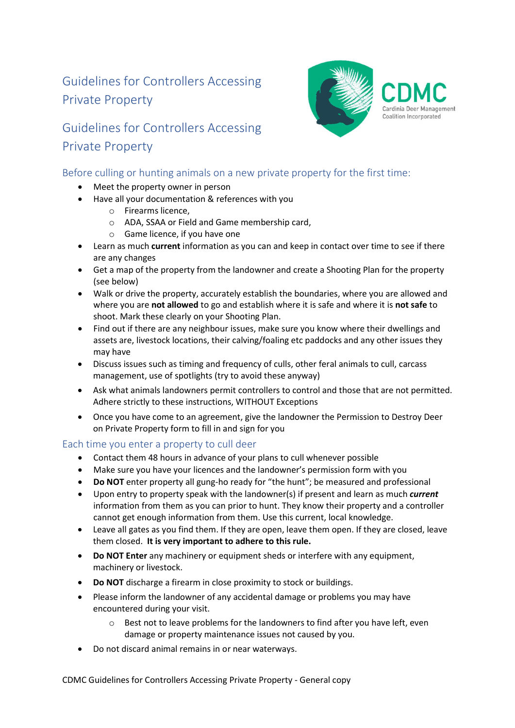# Guidelines for Controllers Accessing Private Property

# Guidelines for Controllers Accessing Private Property

CDMC
Cardinia Deer Management Coalition Incorporated

## Before culling or hunting animals on a new private property for the first time:

- Meet the property owner in person
- Have all your documentation & references with you
  - Firearms licence,
  - ADA, SSAA or Field and Game membership card,
  - Game licence, if you have one
- Learn as much **current** information as you can and keep in contact over time to see if there are any changes
- Get a map of the property from the landowner and create a Shooting Plan for the property (see below)
- Walk or drive the property, accurately establish the boundaries, where you are allowed and where you are **not allowed** to go and establish where it is safe and where it is **not safe** to shoot. Mark these clearly on your Shooting Plan.
- Find out if there are any neighbour issues, make sure you know where their dwellings and assets are, livestock locations, their calving/foaling etc paddocks and any other issues they may have
- Discuss issues such as timing and frequency of culls, other feral animals to cull, carcass management, use of spotlights (try to avoid these anyway)
- Ask what animals landowners permit controllers to control and those that are not permitted. Adhere strictly to these instructions, WITHOUT Exceptions
- Once you have come to an agreement, give the landowner the Permission to Destroy Deer on Private Property form to fill in and sign for you

## Each time you enter a property to cull deer

- Contact them 48 hours in advance of your plans to cull whenever possible
- Make sure you have your licences and the landowner's permission form with you
- **Do NOT** enter property all gung-ho ready for "the hunt"; be measured and professional
- Upon entry to property speak with the landowner(s) if present and learn as much ***current*** information from them as you can prior to hunt. They know their property and a controller cannot get enough information from them. Use this current, local knowledge.
- Leave all gates as you find them. If they are open, leave them open. If they are closed, leave them closed. **It is very important to adhere to this rule.**
- **Do NOT Enter** any machinery or equipment sheds or interfere with any equipment, machinery or livestock.
- **Do NOT** discharge a firearm in close proximity to stock or buildings.
- Please inform the landowner of any accidental damage or problems you may have encountered during your visit.
  - Best not to leave problems for the landowners to find after you have left, even damage or property maintenance issues not caused by you.
- Do not discard animal remains in or near waterways.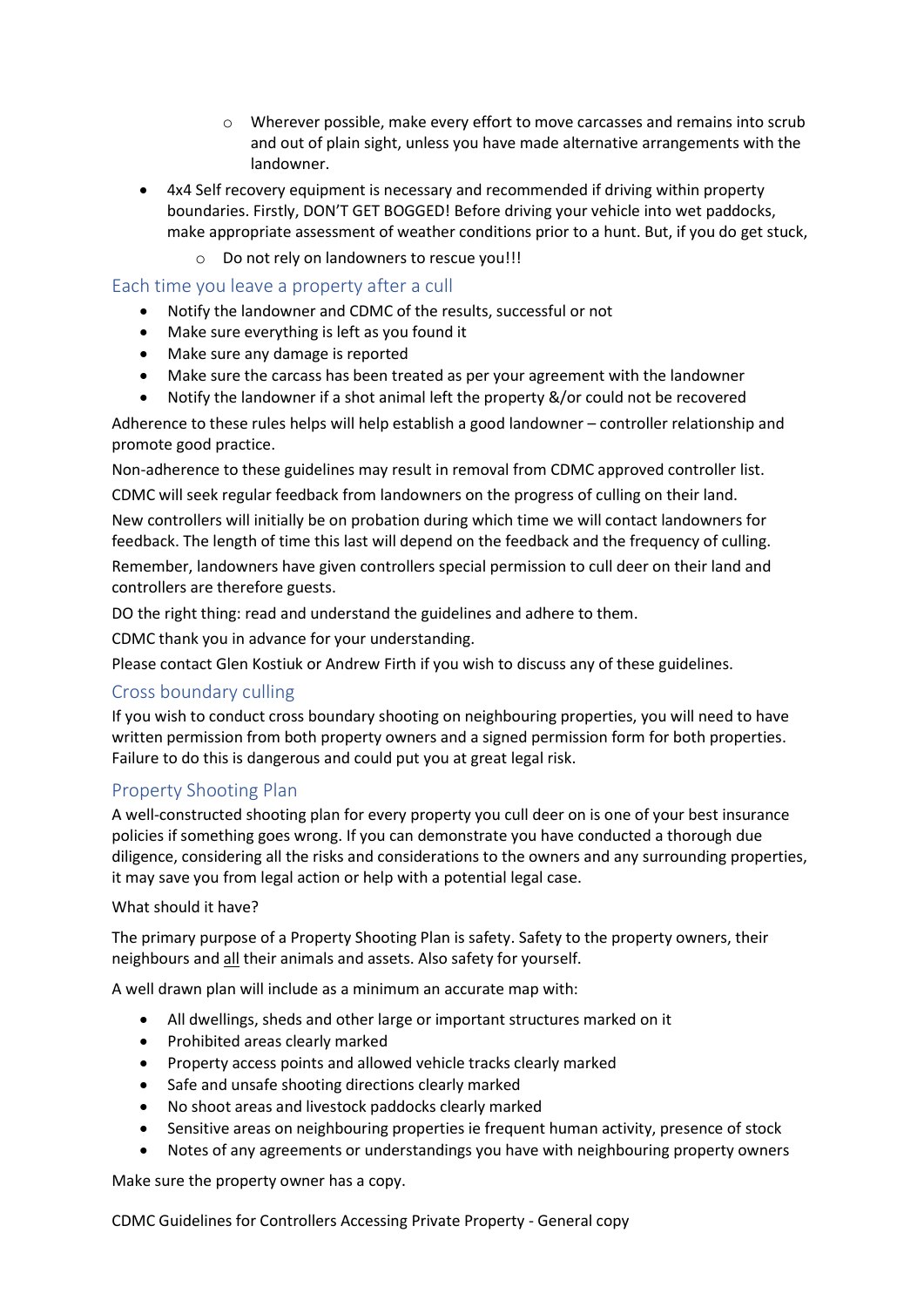- Wherever possible, make every effort to move carcasses and remains into scrub and out of plain sight, unless you have made alternative arrangements with the landowner.
- 4x4 Self recovery equipment is necessary and recommended if driving within property boundaries. Firstly, DON'T GET BOGGED! Before driving your vehicle into wet paddocks, make appropriate assessment of weather conditions prior to a hunt. But, if you do get stuck,
    - Do not rely on landowners to rescue you!!!

## Each time you leave a property after a cull

- Notify the landowner and CDMC of the results, successful or not
- Make sure everything is left as you found it
- Make sure any damage is reported
- Make sure the carcass has been treated as per your agreement with the landowner
- Notify the landowner if a shot animal left the property &/or could not be recovered

Adherence to these rules helps will help establish a good landowner – controller relationship and promote good practice.

Non-adherence to these guidelines may result in removal from CDMC approved controller list.

CDMC will seek regular feedback from landowners on the progress of culling on their land.

New controllers will initially be on probation during which time we will contact landowners for feedback. The length of time this last will depend on the feedback and the frequency of culling.

Remember, landowners have given controllers special permission to cull deer on their land and controllers are therefore guests.

DO the right thing: read and understand the guidelines and adhere to them.

CDMC thank you in advance for your understanding.

Please contact Glen Kostiuk or Andrew Firth if you wish to discuss any of these guidelines.

## Cross boundary culling

If you wish to conduct cross boundary shooting on neighbouring properties, you will need to have written permission from both property owners and a signed permission form for both properties. Failure to do this is dangerous and could put you at great legal risk.

## Property Shooting Plan

A well-constructed shooting plan for every property you cull deer on is one of your best insurance policies if something goes wrong. If you can demonstrate you have conducted a thorough due diligence, considering all the risks and considerations to the owners and any surrounding properties, it may save you from legal action or help with a potential legal case.

What should it have?

The primary purpose of a Property Shooting Plan is safety. Safety to the property owners, their neighbours and <u>all</u> their animals and assets. Also safety for yourself.

A well drawn plan will include as a minimum an accurate map with:

- All dwellings, sheds and other large or important structures marked on it
- Prohibited areas clearly marked
- Property access points and allowed vehicle tracks clearly marked
- Safe and unsafe shooting directions clearly marked
- No shoot areas and livestock paddocks clearly marked
- Sensitive areas on neighbouring properties ie frequent human activity, presence of stock
- Notes of any agreements or understandings you have with neighbouring property owners

Make sure the property owner has a copy.